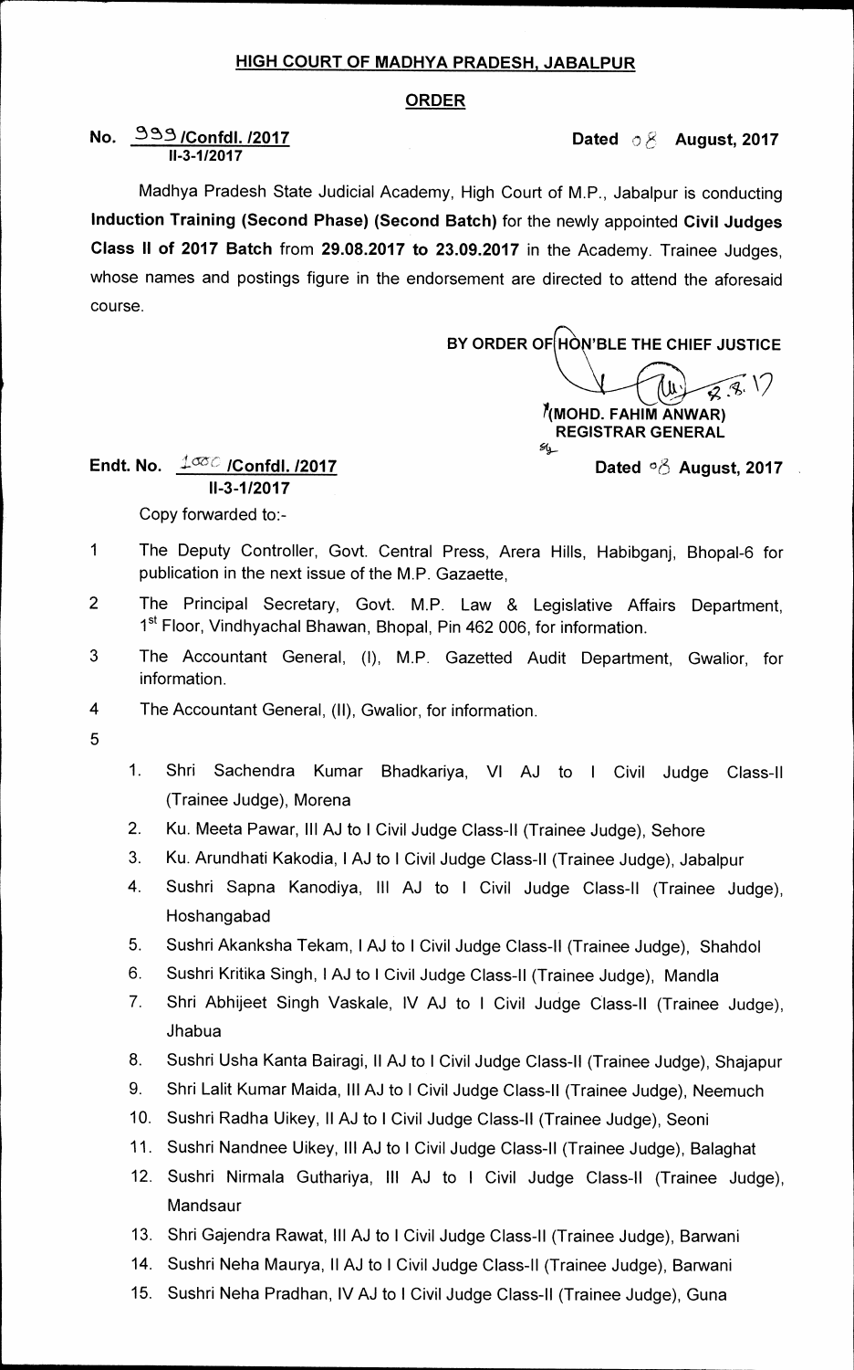# HIGH COURT OF MADHYA PRADESH, JABALPUR

## ORDER

**No. 999 /Confdl. /2017** **Dated 08 August, 2017**
**II-3-1/2017**

Madhya Pradesh State Judicial Academy, High Court of M.P., Jabalpur is conducting **Induction Training (Second Phase) (Second Batch)** for the newly appointed **Civil Judges Class II of 2017 Batch** from **29.08.2017 to 23.09.2017** in the Academy. Trainee Judges, whose names and postings figure in the endorsement are directed to attend the aforesaid course.

**BY ORDER OF HON'BLE THE CHIEF JUSTICE**

**(MOHD. FAHIM ANWAR)**
**REGISTRAR GENERAL**

**Endt. No. 1000 /Confdl. /2017** **Dated 08 August, 2017**
**II-3-1/2017**

Copy forwarded to:-

1 The Deputy Controller, Govt. Central Press, Arera Hills, Habibganj, Bhopal-6 for publication in the next issue of the M.P. Gazaette,

2 The Principal Secretary, Govt. M.P. Law & Legislative Affairs Department, 1st Floor, Vindhyachal Bhawan, Bhopal, Pin 462 006, for information.

3 The Accountant General, (I), M.P. Gazetted Audit Department, Gwalior, for information.

4 The Accountant General, (II), Gwalior, for information.

5

1. Shri Sachendra Kumar Bhadkariya, VI AJ to I Civil Judge Class-II (Trainee Judge), Morena
2. Ku. Meeta Pawar, III AJ to I Civil Judge Class-II (Trainee Judge), Sehore
3. Ku. Arundhati Kakodia, I AJ to I Civil Judge Class-II (Trainee Judge), Jabalpur
4. Sushri Sapna Kanodiya, III AJ to I Civil Judge Class-II (Trainee Judge), Hoshangabad
5. Sushri Akanksha Tekam, I AJ to I Civil Judge Class-II (Trainee Judge), Shahdol
6. Sushri Kritika Singh, I AJ to I Civil Judge Class-II (Trainee Judge), Mandla
7. Shri Abhijeet Singh Vaskale, IV AJ to I Civil Judge Class-II (Trainee Judge), Jhabua
8. Sushri Usha Kanta Bairagi, II AJ to I Civil Judge Class-II (Trainee Judge), Shajapur
9. Shri Lalit Kumar Maida, III AJ to I Civil Judge Class-II (Trainee Judge), Neemuch
10. Sushri Radha Uikey, II AJ to I Civil Judge Class-II (Trainee Judge), Seoni
11. Sushri Nandnee Uikey, III AJ to I Civil Judge Class-II (Trainee Judge), Balaghat
12. Sushri Nirmala Guthariya, III AJ to I Civil Judge Class-II (Trainee Judge), Mandsaur
13. Shri Gajendra Rawat, III AJ to I Civil Judge Class-II (Trainee Judge), Barwani
14. Sushri Neha Maurya, II AJ to I Civil Judge Class-II (Trainee Judge), Barwani
15. Sushri Neha Pradhan, IV AJ to I Civil Judge Class-II (Trainee Judge), Guna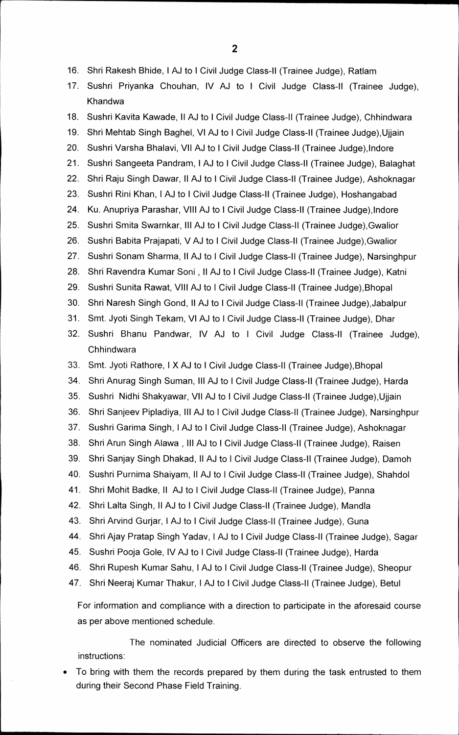16. Shri Rakesh Bhide, I AJ to I Civil Judge Class-II (Trainee Judge), Ratlam
17. Sushri Priyanka Chouhan, IV AJ to I Civil Judge Class-II (Trainee Judge), Khandwa
18. Sushri Kavita Kawade, II AJ to I Civil Judge Class-II (Trainee Judge), Chhindwara
19. Shri Mehtab Singh Baghel, VI AJ to I Civil Judge Class-II (Trainee Judge),Ujjain
20. Sushri Varsha Bhalavi, VII AJ to I Civil Judge Class-II (Trainee Judge),Indore
21. Sushri Sangeeta Pandram, I AJ to I Civil Judge Class-II (Trainee Judge), Balaghat
22. Shri Raju Singh Dawar, II AJ to I Civil Judge Class-II (Trainee Judge), Ashoknagar
23. Sushri Rini Khan, I AJ to I Civil Judge Class-II (Trainee Judge), Hoshangabad
24. Ku. Anupriya Parashar, VIII AJ to I Civil Judge Class-II (Trainee Judge),Indore
25. Sushri Smita Swarnkar, III AJ to I Civil Judge Class-II (Trainee Judge),Gwalior
26. Sushri Babita Prajapati, V AJ to I Civil Judge Class-II (Trainee Judge),Gwalior
27. Sushri Sonam Sharma, II AJ to I Civil Judge Class-II (Trainee Judge), Narsinghpur
28. Shri Ravendra Kumar Soni , II AJ to I Civil Judge Class-II (Trainee Judge), Katni
29. Sushri Sunita Rawat, VIII AJ to I Civil Judge Class-II (Trainee Judge),Bhopal
30. Shri Naresh Singh Gond, II AJ to I Civil Judge Class-II (Trainee Judge),Jabalpur
31. Smt. Jyoti Singh Tekam, VI AJ to I Civil Judge Class-II (Trainee Judge), Dhar
32. Sushri Bhanu Pandwar, IV AJ to I Civil Judge Class-II (Trainee Judge), Chhindwara
33. Smt. Jyoti Rathore, I X AJ to I Civil Judge Class-II (Trainee Judge),Bhopal
34. Shri Anurag Singh Suman, III AJ to I Civil Judge Class-II (Trainee Judge), Harda
35. Sushri Nidhi Shakyawar, VII AJ to I Civil Judge Class-II (Trainee Judge),Ujjain
36. Shri Sanjeev Pipladiya, III AJ to I Civil Judge Class-II (Trainee Judge), Narsinghpur
37. Sushri Garima Singh, I AJ to I Civil Judge Class-II (Trainee Judge), Ashoknagar
38. Shri Arun Singh Alawa , III AJ to I Civil Judge Class-II (Trainee Judge), Raisen
39. Shri Sanjay Singh Dhakad, II AJ to I Civil Judge Class-II (Trainee Judge), Damoh
40. Sushri Purnima Shaiyam, II AJ to I Civil Judge Class-II (Trainee Judge), Shahdol
41. Shri Mohit Badke, II AJ to I Civil Judge Class-II (Trainee Judge), Panna
42. Shri Lalta Singh, II AJ to I Civil Judge Class-II (Trainee Judge), Mandla
43. Shri Arvind Gurjar, I AJ to I Civil Judge Class-II (Trainee Judge), Guna
44. Shri Ajay Pratap Singh Yadav, I AJ to I Civil Judge Class-II (Trainee Judge), Sagar
45. Sushri Pooja Gole, IV AJ to I Civil Judge Class-II (Trainee Judge), Harda
46. Shri Rupesh Kumar Sahu, I AJ to I Civil Judge Class-II (Trainee Judge), Sheopur
47. Shri Neeraj Kumar Thakur, I AJ to I Civil Judge Class-II (Trainee Judge), Betul

For information and compliance with a direction to participate in the aforesaid course as per above mentioned schedule.

The nominated Judicial Officers are directed to observe the following instructions:

- To bring with them the records prepared by them during the task entrusted to them during their Second Phase Field Training.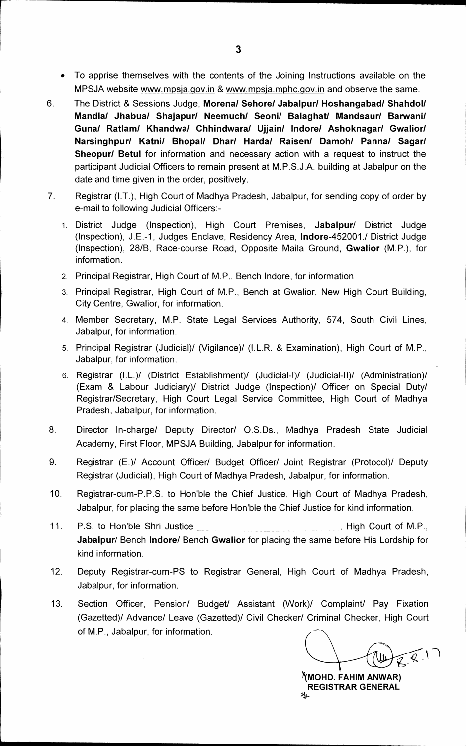- To apprise themselves with the contents of the Joining Instructions available on the MPSJA website www.mpsja.gov.in & www.mpsja.mphc.gov.in and observe the same.

6. The District & Sessions Judge, **Morena/ Sehore/ Jabalpur/ Hoshangabad/ Shahdol/ Mandla/ Jhabua/ Shajapur/ Neemuch/ Seoni/ Balaghat/ Mandsaur/ Barwani/ Guna/ Ratlam/ Khandwa/ Chhindwara/ Ujjain/ Indore/ Ashoknagar/ Gwalior/ Narsinghpur/ Katni/ Bhopal/ Dhar/ Harda/ Raisen/ Damoh/ Panna/ Sagar/ Sheopur/ Betul** for information and necessary action with a request to instruct the participant Judicial Officers to remain present at M.P.S.J.A. building at Jabalpur on the date and time given in the order, positively.

7. Registrar (I.T.), High Court of Madhya Pradesh, Jabalpur, for sending copy of order by e-mail to following Judicial Officers:-

    1. District Judge (Inspection), High Court Premises, **Jabalpur**/ District Judge (Inspection), J.E.-1, Judges Enclave, Residency Area, **Indore**-452001./ District Judge (Inspection), 28/B, Race-course Road, Opposite Maila Ground, **Gwalior** (M.P.), for information.
    2. Principal Registrar, High Court of M.P., Bench Indore, for information
    3. Principal Registrar, High Court of M.P., Bench at Gwalior, New High Court Building, City Centre, Gwalior, for information.
    4. Member Secretary, M.P. State Legal Services Authority, 574, South Civil Lines, Jabalpur, for information.
    5. Principal Registrar (Judicial)/ (Vigilance)/ (I.L.R. & Examination), High Court of M.P., Jabalpur, for information.
    6. Registrar (I.L.)/ (District Establishment)/ (Judicial-I)/ (Judicial-II)/ (Administration)/ (Exam & Labour Judiciary)/ District Judge (Inspection)/ Officer on Special Duty/ Registrar/Secretary, High Court Legal Service Committee, High Court of Madhya Pradesh, Jabalpur, for information.

8. Director In-charge/ Deputy Director/ O.S.Ds., Madhya Pradesh State Judicial Academy, First Floor, MPSJA Building, Jabalpur for information.

9. Registrar (E.)/ Account Officer/ Budget Officer/ Joint Registrar (Protocol)/ Deputy Registrar (Judicial), High Court of Madhya Pradesh, Jabalpur, for information.

10. Registrar-cum-P.P.S. to Hon'ble the Chief Justice, High Court of Madhya Pradesh, Jabalpur, for placing the same before Hon'ble the Chief Justice for kind information.

11. P.S. to Hon'ble Shri Justice \_\_\_\_\_\_\_\_\_\_\_\_\_\_\_\_\_\_\_\_\_\_\_\_\_\_\_\_, High Court of M.P., **Jabalpur**/ Bench **Indore**/ Bench **Gwalior** for placing the same before His Lordship for kind information.

12. Deputy Registrar-cum-PS to Registrar General, High Court of Madhya Pradesh, Jabalpur, for information.

13. Section Officer, Pension/ Budget/ Assistant (Work)/ Complaint/ Pay Fixation (Gazetted)/ Advance/ Leave (Gazetted)/ Civil Checker/ Criminal Checker, High Court of M.P., Jabalpur, for information.

8.8.17

**(MOHD. FAHIM ANWAR)**
**REGISTRAR GENERAL**